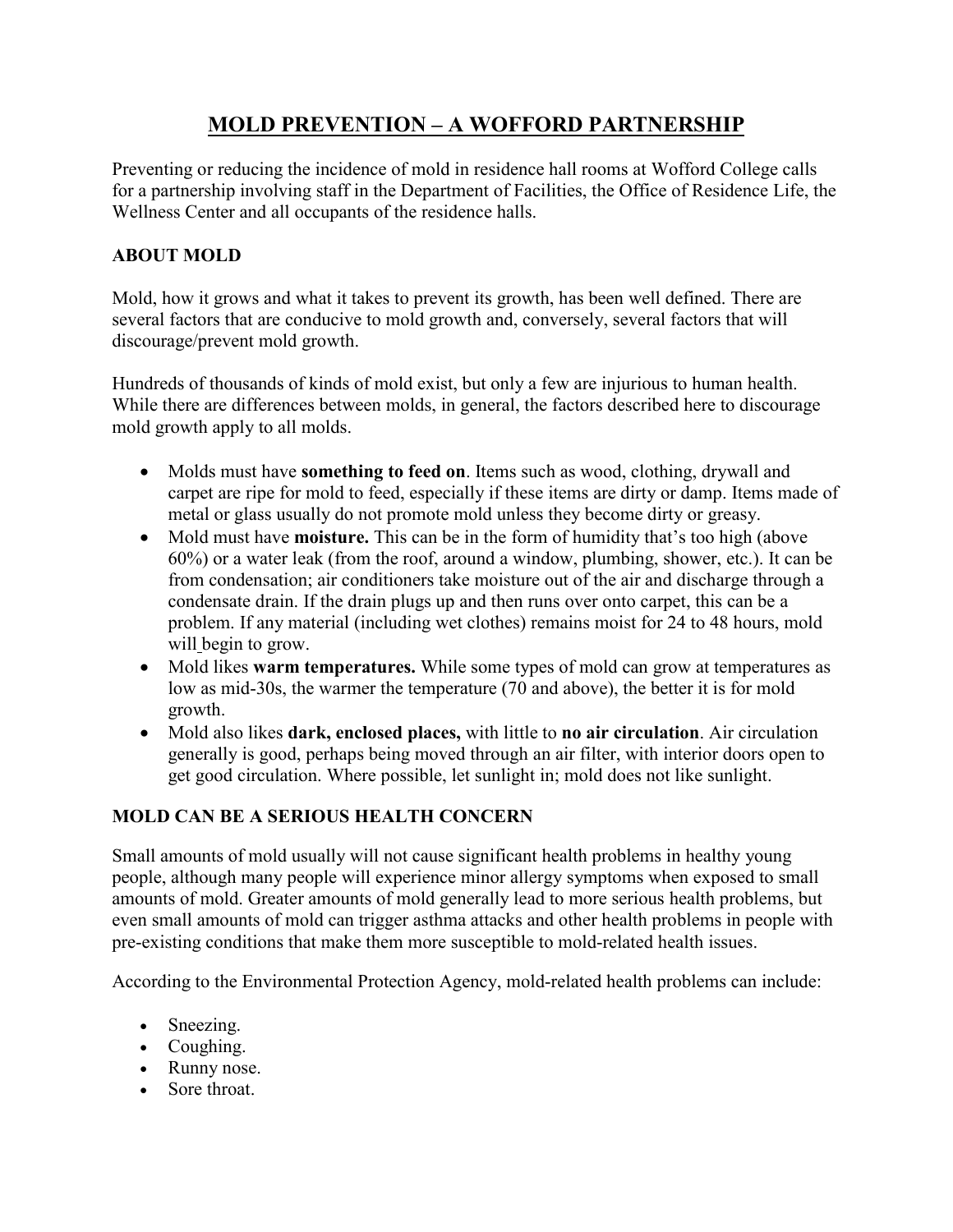# MOLD PREVENTION – A WOFFORD PARTNERSHIP

Preventing or reducing the incidence of mold in residence hall rooms at Wofford College calls for a partnership involving staff in the Department of Facilities, the Office of Residence Life, the Wellness Center and all occupants of the residence halls.

## ABOUT MOLD

Mold, how it grows and what it takes to prevent its growth, has been well defined. There are several factors that are conducive to mold growth and, conversely, several factors that will discourage/prevent mold growth.

Hundreds of thousands of kinds of mold exist, but only a few are injurious to human health. While there are differences between molds, in general, the factors described here to discourage mold growth apply to all molds.

- Molds must have **something to feed on**. Items such as wood, clothing, drywall and carpet are ripe for mold to feed, especially if these items are dirty or damp. Items made of metal or glass usually do not promote mold unless they become dirty or greasy.
- Mold must have **moisture.** This can be in the form of humidity that's too high (above 60%) or a water leak (from the roof, around a window, plumbing, shower, etc.). It can be from condensation; air conditioners take moisture out of the air and discharge through a condensate drain. If the drain plugs up and then runs over onto carpet, this can be a problem. If any material (including wet clothes) remains moist for 24 to 48 hours, mold will begin to grow.
- Mold likes **warm temperatures.** While some types of mold can grow at temperatures as low as mid-30s, the warmer the temperature (70 and above), the better it is for mold growth.
- Mold also likes **dark, enclosed places,** with little to **no air circulation**. Air circulation generally is good, perhaps being moved through an air filter, with interior doors open to get good circulation. Where possible, let sunlight in; mold does not like sunlight.

## MOLD CAN BE A SERIOUS HEALTH CONCERN

Small amounts of mold usually will not cause significant health problems in healthy young people, although many people will experience minor allergy symptoms when exposed to small amounts of mold. Greater amounts of mold generally lead to more serious health problems, but even small amounts of mold can trigger asthma attacks and other health problems in people with pre-existing conditions that make them more susceptible to mold-related health issues.

According to the Environmental Protection Agency, mold-related health problems can include:

- Sneezing.
- Coughing.
- Runny nose.
- Sore throat.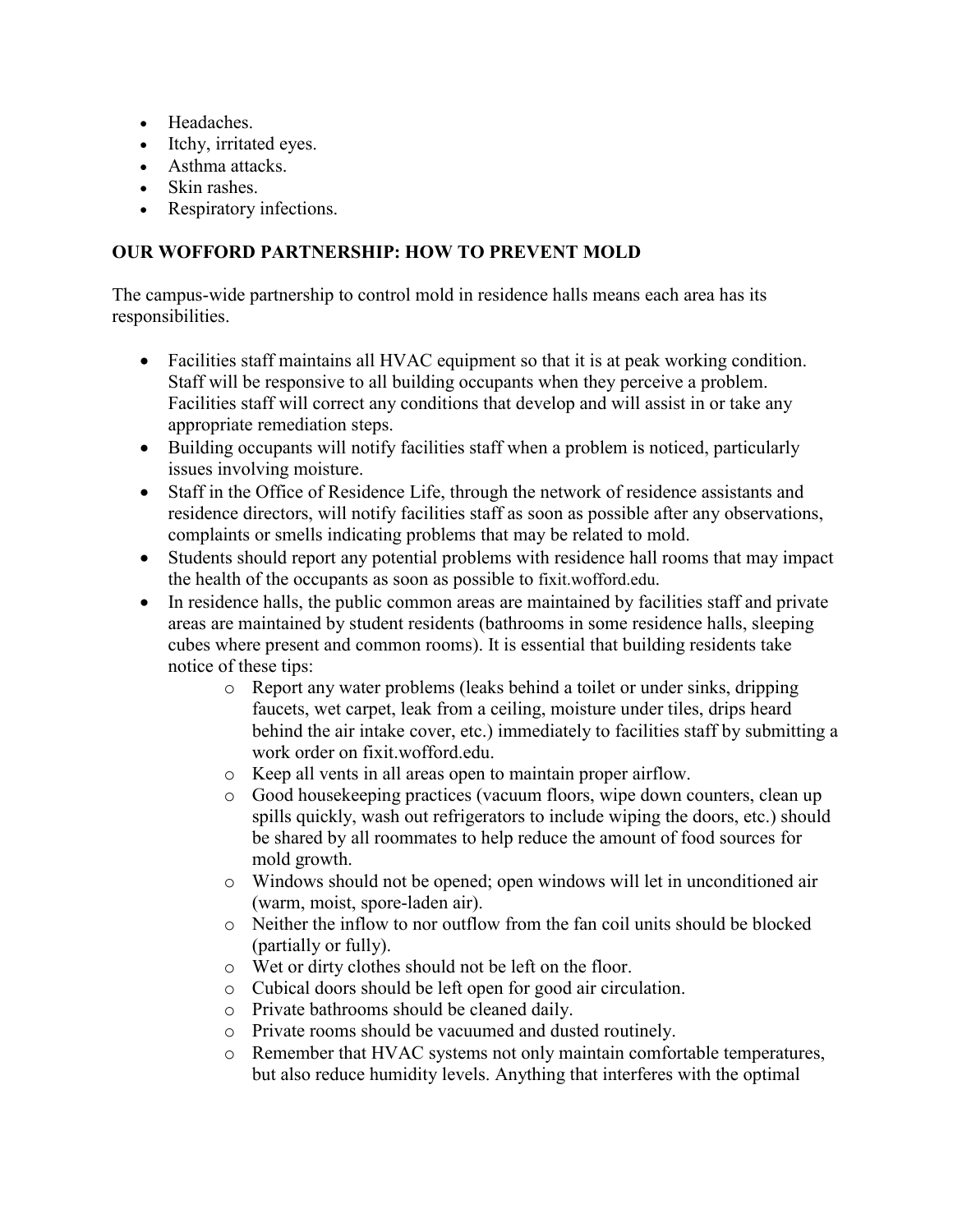- Headaches.
- Itchy, irritated eyes.
- Asthma attacks.
- Skin rashes.
- Respiratory infections.

## OUR WOFFORD PARTNERSHIP: HOW TO PREVENT MOLD

The campus-wide partnership to control mold in residence halls means each area has its responsibilities.

- Facilities staff maintains all HVAC equipment so that it is at peak working condition. Staff will be responsive to all building occupants when they perceive a problem. Facilities staff will correct any conditions that develop and will assist in or take any appropriate remediation steps.
- Building occupants will notify facilities staff when a problem is noticed, particularly issues involving moisture.
- Staff in the Office of Residence Life, through the network of residence assistants and residence directors, will notify facilities staff as soon as possible after any observations, complaints or smells indicating problems that may be related to mold.
- Students should report any potential problems with residence hall rooms that may impact the health of the occupants as soon as possible to fixit.wofford.edu.
- In residence halls, the public common areas are maintained by facilities staff and private areas are maintained by student residents (bathrooms in some residence halls, sleeping cubes where present and common rooms). It is essential that building residents take notice of these tips:
    - Report any water problems (leaks behind a toilet or under sinks, dripping faucets, wet carpet, leak from a ceiling, moisture under tiles, drips heard behind the air intake cover, etc.) immediately to facilities staff by submitting a work order on fixit.wofford.edu.
    - Keep all vents in all areas open to maintain proper airflow.
    - Good housekeeping practices (vacuum floors, wipe down counters, clean up spills quickly, wash out refrigerators to include wiping the doors, etc.) should be shared by all roommates to help reduce the amount of food sources for mold growth.
    - Windows should not be opened; open windows will let in unconditioned air (warm, moist, spore-laden air).
    - Neither the inflow to nor outflow from the fan coil units should be blocked (partially or fully).
    - Wet or dirty clothes should not be left on the floor.
    - Cubical doors should be left open for good air circulation.
    - Private bathrooms should be cleaned daily.
    - Private rooms should be vacuumed and dusted routinely.
    - Remember that HVAC systems not only maintain comfortable temperatures, but also reduce humidity levels. Anything that interferes with the optimal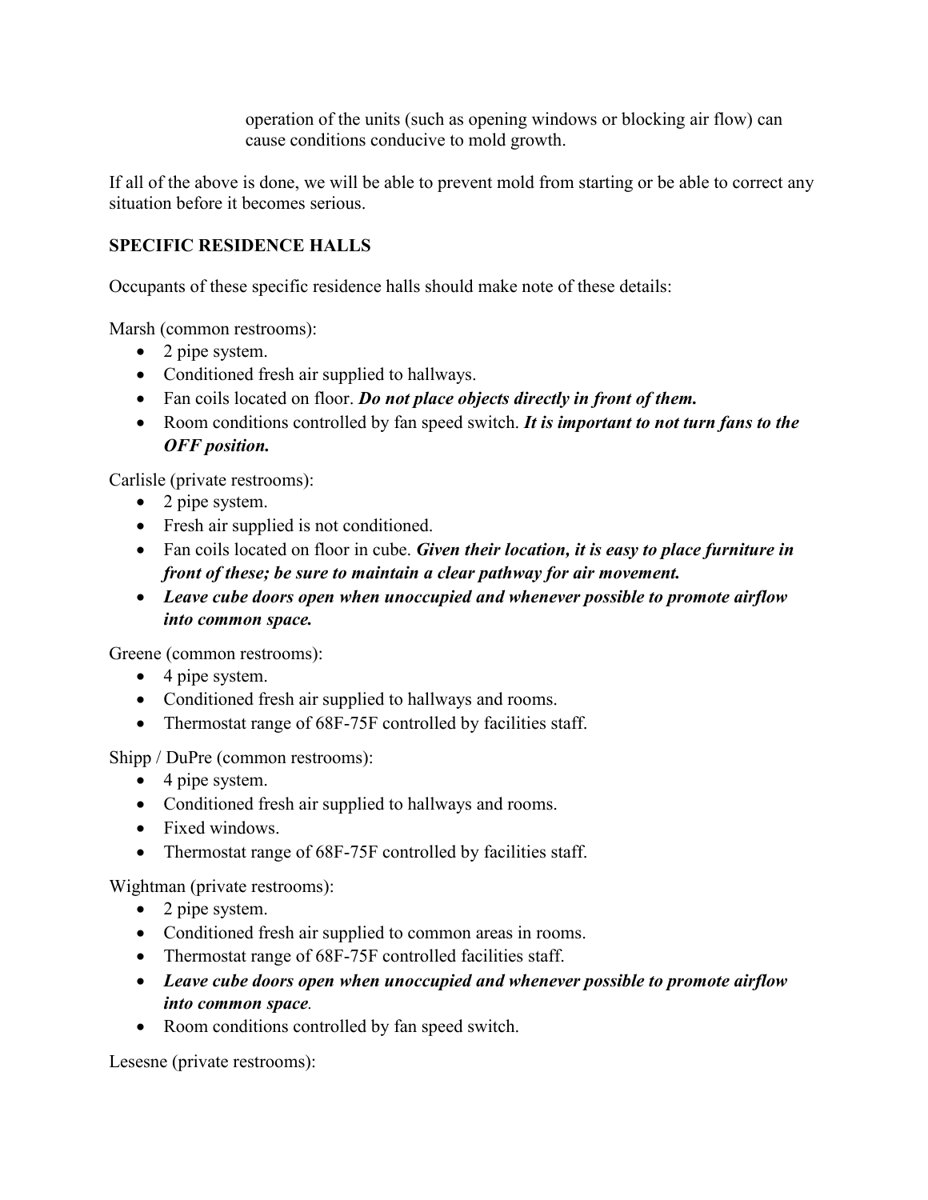operation of the units (such as opening windows or blocking air flow) can cause conditions conducive to mold growth.

If all of the above is done, we will be able to prevent mold from starting or be able to correct any situation before it becomes serious.

## SPECIFIC RESIDENCE HALLS

Occupants of these specific residence halls should make note of these details:

Marsh (common restrooms):

- 2 pipe system.
- Conditioned fresh air supplied to hallways.
- Fan coils located on floor. ***Do not place objects directly in front of them.***
- Room conditions controlled by fan speed switch. ***It is important to not turn fans to the OFF position.***

Carlisle (private restrooms):

- 2 pipe system.
- Fresh air supplied is not conditioned.
- Fan coils located on floor in cube. ***Given their location, it is easy to place furniture in front of these; be sure to maintain a clear pathway for air movement.***
- ***Leave cube doors open when unoccupied and whenever possible to promote airflow into common space.***

Greene (common restrooms):

- 4 pipe system.
- Conditioned fresh air supplied to hallways and rooms.
- Thermostat range of 68F-75F controlled by facilities staff.

Shipp / DuPre (common restrooms):

- 4 pipe system.
- Conditioned fresh air supplied to hallways and rooms.
- Fixed windows.
- Thermostat range of 68F-75F controlled by facilities staff.

Wightman (private restrooms):

- 2 pipe system.
- Conditioned fresh air supplied to common areas in rooms.
- Thermostat range of 68F-75F controlled facilities staff.
- ***Leave cube doors open when unoccupied and whenever possible to promote airflow into common space.***
- Room conditions controlled by fan speed switch.

Lesesne (private restrooms):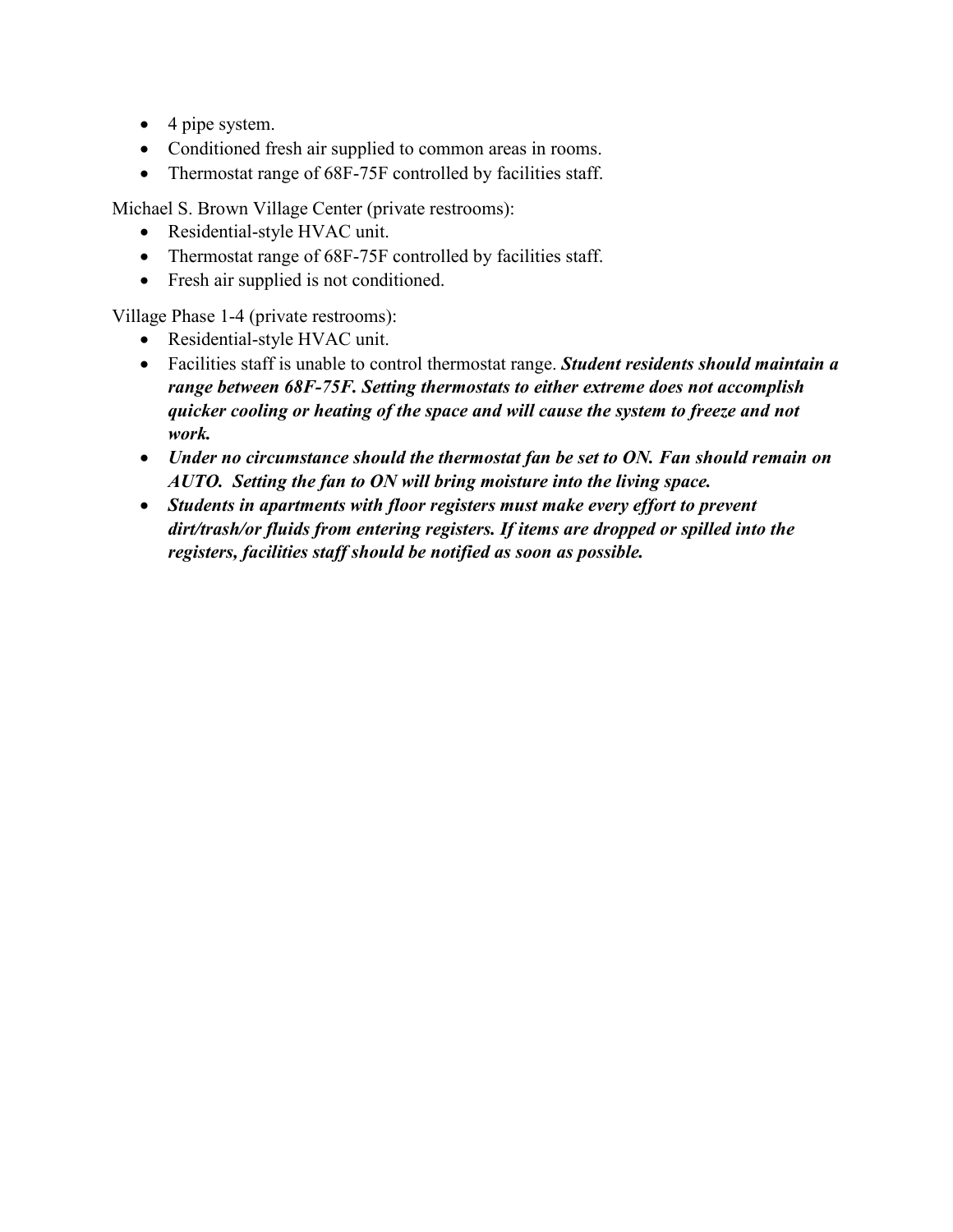- 4 pipe system.
- Conditioned fresh air supplied to common areas in rooms.
- Thermostat range of 68F-75F controlled by facilities staff.

Michael S. Brown Village Center (private restrooms):

- Residential-style HVAC unit.
- Thermostat range of 68F-75F controlled by facilities staff.
- Fresh air supplied is not conditioned.

Village Phase 1-4 (private restrooms):

- Residential-style HVAC unit.
- Facilities staff is unable to control thermostat range. ***Student residents should maintain a range between 68F-75F. Setting thermostats to either extreme does not accomplish quicker cooling or heating of the space and will cause the system to freeze and not work.***
- ***Under no circumstance should the thermostat fan be set to ON. Fan should remain on AUTO. Setting the fan to ON will bring moisture into the living space.***
- ***Students in apartments with floor registers must make every effort to prevent dirt/trash/or fluids from entering registers. If items are dropped or spilled into the registers, facilities staff should be notified as soon as possible.***